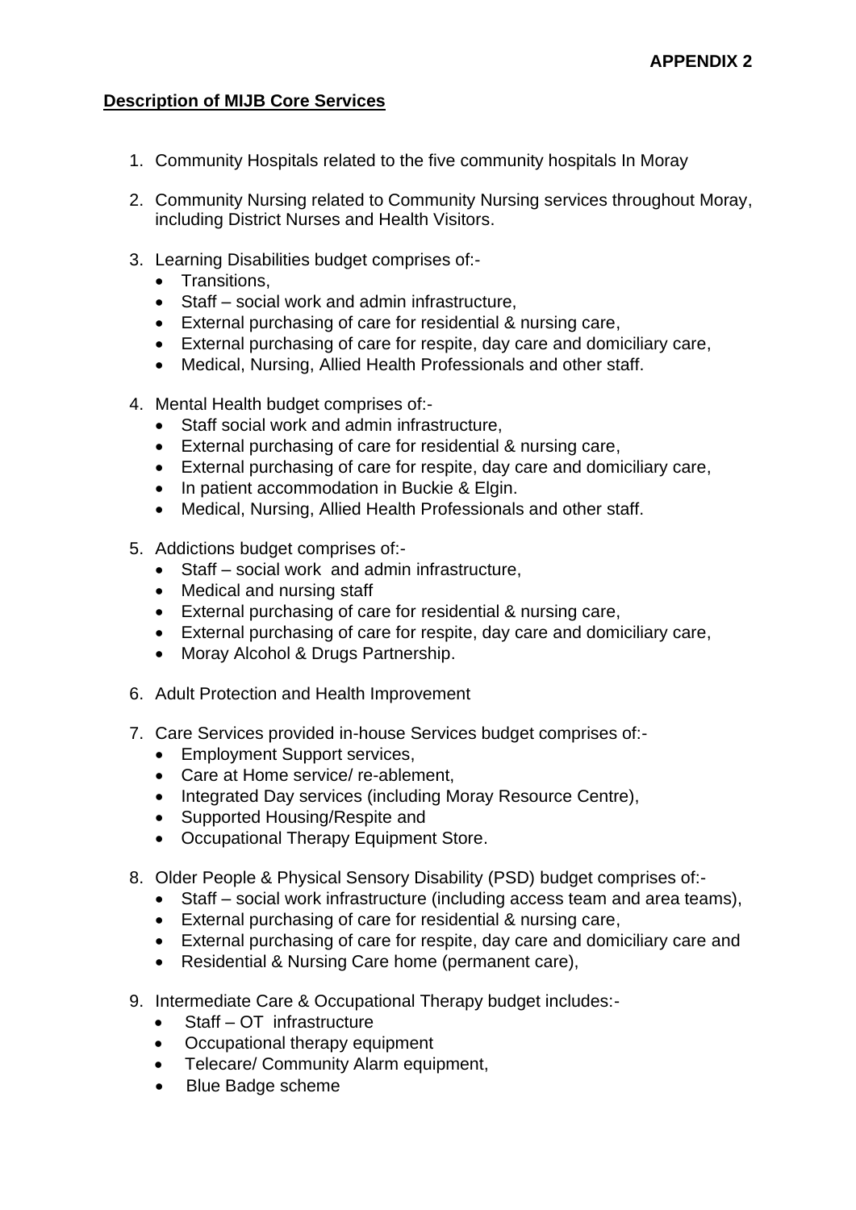**APPENDIX 2**

**Description of MIJB Core Services**

1. Community Hospitals related to the five community hospitals In Moray

2. Community Nursing related to Community Nursing services throughout Moray, including District Nurses and Health Visitors.

3. Learning Disabilities budget comprises of:-
   - Transitions,
   - Staff – social work and admin infrastructure,
   - External purchasing of care for residential & nursing care,
   - External purchasing of care for respite, day care and domiciliary care,
   - Medical, Nursing, Allied Health Professionals and other staff.

4. Mental Health budget comprises of:-
   - Staff social work and admin infrastructure,
   - External purchasing of care for residential & nursing care,
   - External purchasing of care for respite, day care and domiciliary care,
   - In patient accommodation in Buckie & Elgin.
   - Medical, Nursing, Allied Health Professionals and other staff.

5. Addictions budget comprises of:-
   - Staff – social work and admin infrastructure,
   - Medical and nursing staff
   - External purchasing of care for residential & nursing care,
   - External purchasing of care for respite, day care and domiciliary care,
   - Moray Alcohol & Drugs Partnership.

6. Adult Protection and Health Improvement

7. Care Services provided in-house Services budget comprises of:-
   - Employment Support services,
   - Care at Home service/ re-ablement,
   - Integrated Day services (including Moray Resource Centre),
   - Supported Housing/Respite and
   - Occupational Therapy Equipment Store.

8. Older People & Physical Sensory Disability (PSD) budget comprises of:-
   - Staff – social work infrastructure (including access team and area teams),
   - External purchasing of care for residential & nursing care,
   - External purchasing of care for respite, day care and domiciliary care and
   - Residential & Nursing Care home (permanent care),

9. Intermediate Care & Occupational Therapy budget includes:-
   - Staff – OT infrastructure
   - Occupational therapy equipment
   - Telecare/ Community Alarm equipment,
   - Blue Badge scheme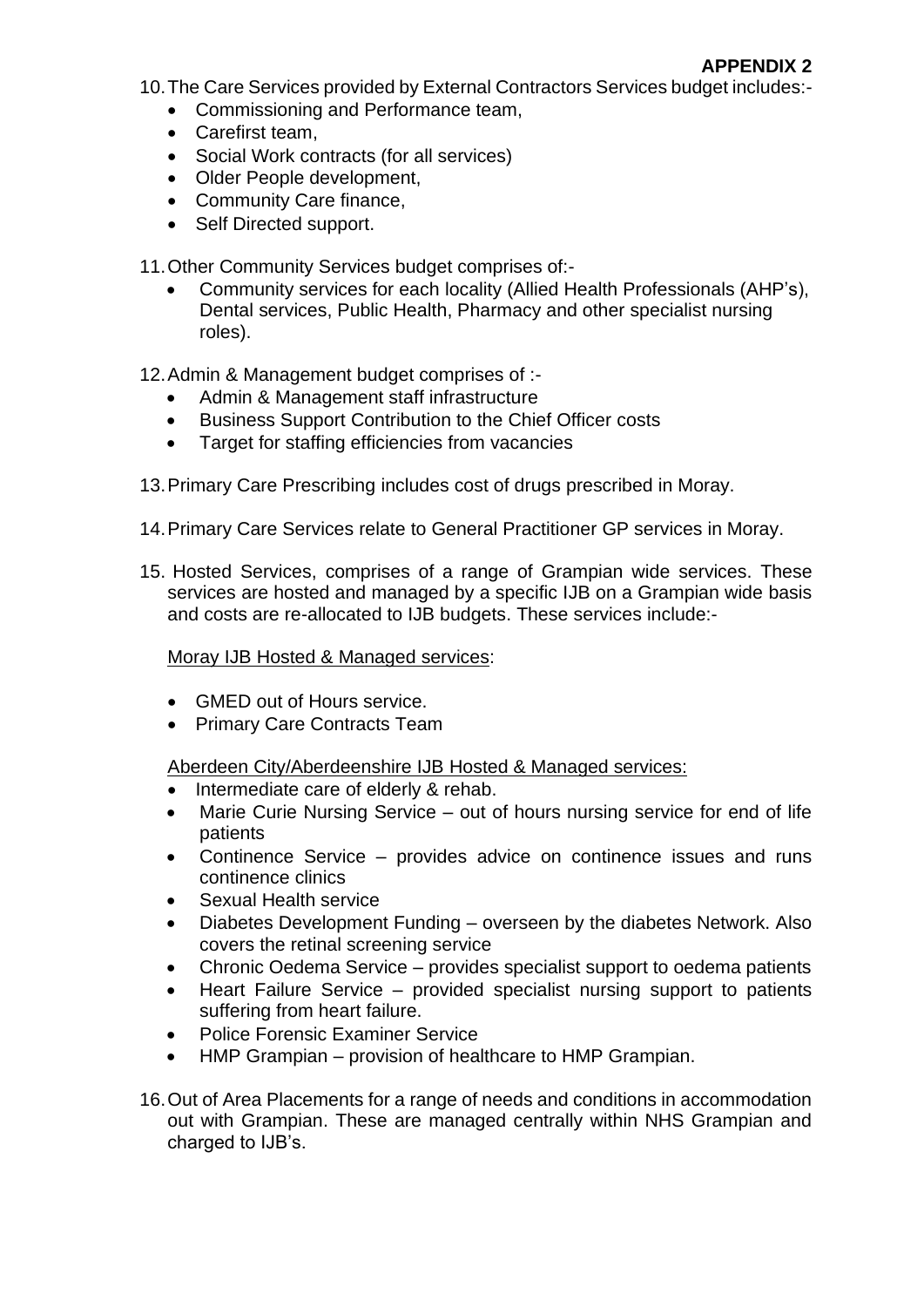**APPENDIX 2**

10. The Care Services provided by External Contractors Services budget includes:-
    - Commissioning and Performance team,
    - Carefirst team,
    - Social Work contracts (for all services)
    - Older People development,
    - Community Care finance,
    - Self Directed support.

11. Other Community Services budget comprises of:-
    - Community services for each locality (Allied Health Professionals (AHP's), Dental services, Public Health, Pharmacy and other specialist nursing roles).

12. Admin & Management budget comprises of :-
    - Admin & Management staff infrastructure
    - Business Support Contribution to the Chief Officer costs
    - Target for staffing efficiencies from vacancies

13. Primary Care Prescribing includes cost of drugs prescribed in Moray.

14. Primary Care Services relate to General Practitioner GP services in Moray.

15. Hosted Services, comprises of a range of Grampian wide services. These services are hosted and managed by a specific IJB on a Grampian wide basis and costs are re-allocated to IJB budgets. These services include:-

    Moray IJB Hosted & Managed services:

    - GMED out of Hours service.
    - Primary Care Contracts Team

    Aberdeen City/Aberdeenshire IJB Hosted & Managed services:
    - Intermediate care of elderly & rehab.
    - Marie Curie Nursing Service – out of hours nursing service for end of life patients
    - Continence Service – provides advice on continence issues and runs continence clinics
    - Sexual Health service
    - Diabetes Development Funding – overseen by the diabetes Network. Also covers the retinal screening service
    - Chronic Oedema Service – provides specialist support to oedema patients
    - Heart Failure Service – provided specialist nursing support to patients suffering from heart failure.
    - Police Forensic Examiner Service
    - HMP Grampian – provision of healthcare to HMP Grampian.

16. Out of Area Placements for a range of needs and conditions in accommodation out with Grampian. These are managed centrally within NHS Grampian and charged to IJB's.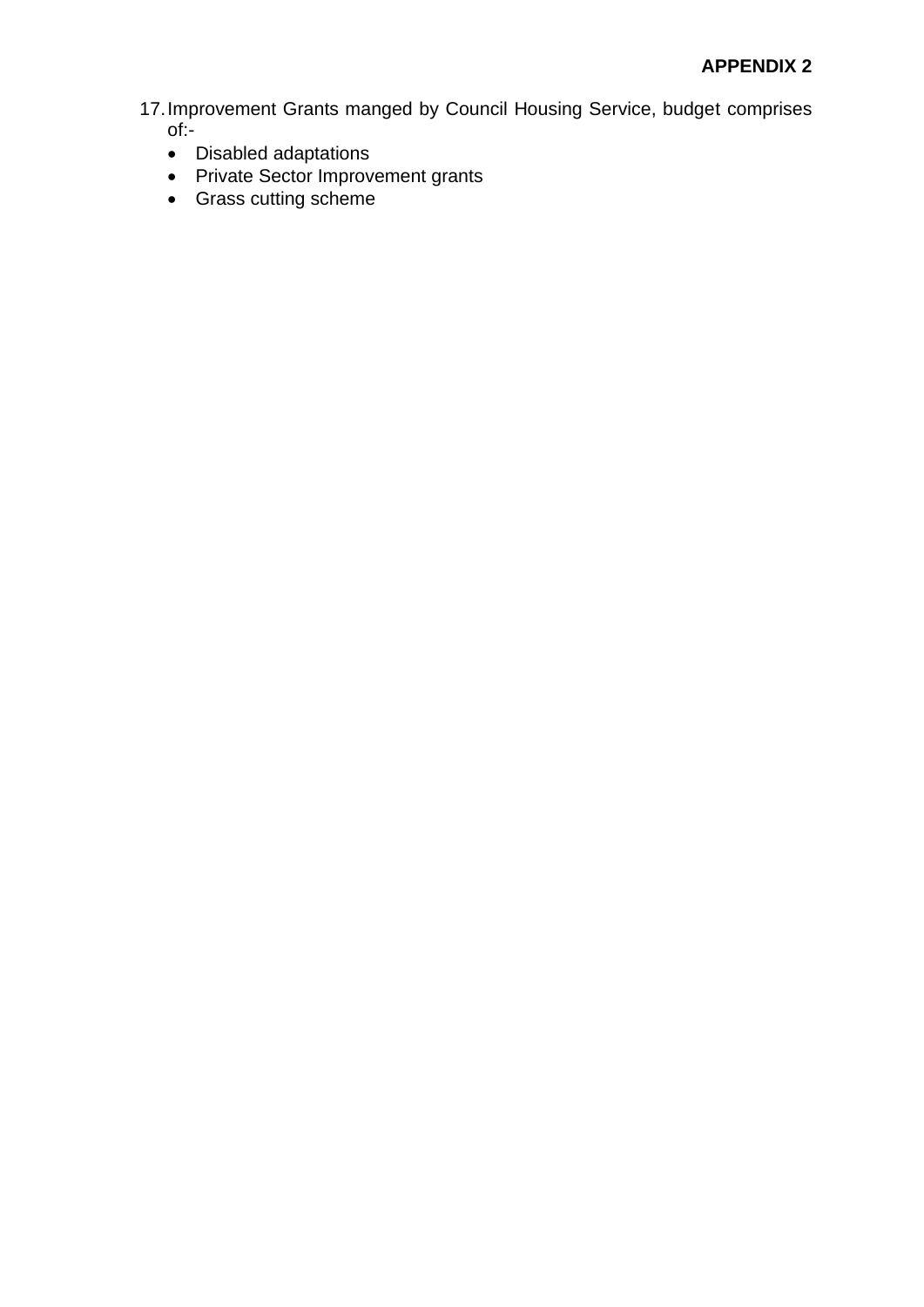**APPENDIX 2**

17. Improvement Grants manged by Council Housing Service, budget comprises of:-
    - Disabled adaptations
    - Private Sector Improvement grants
    - Grass cutting scheme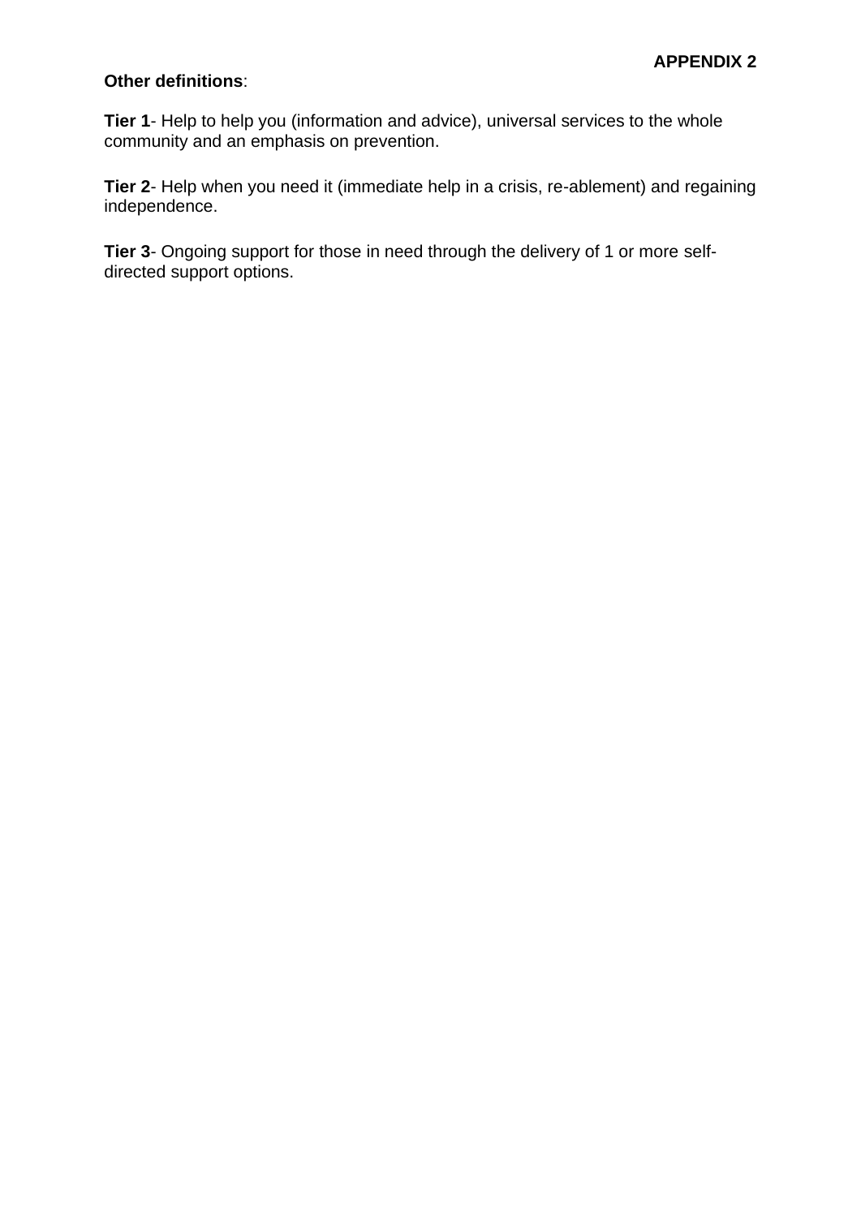**APPENDIX 2**

**Other definitions**:

**Tier 1**- Help to help you (information and advice), universal services to the whole community and an emphasis on prevention.

**Tier 2**- Help when you need it (immediate help in a crisis, re-ablement) and regaining independence.

**Tier 3**- Ongoing support for those in need through the delivery of 1 or more self-directed support options.